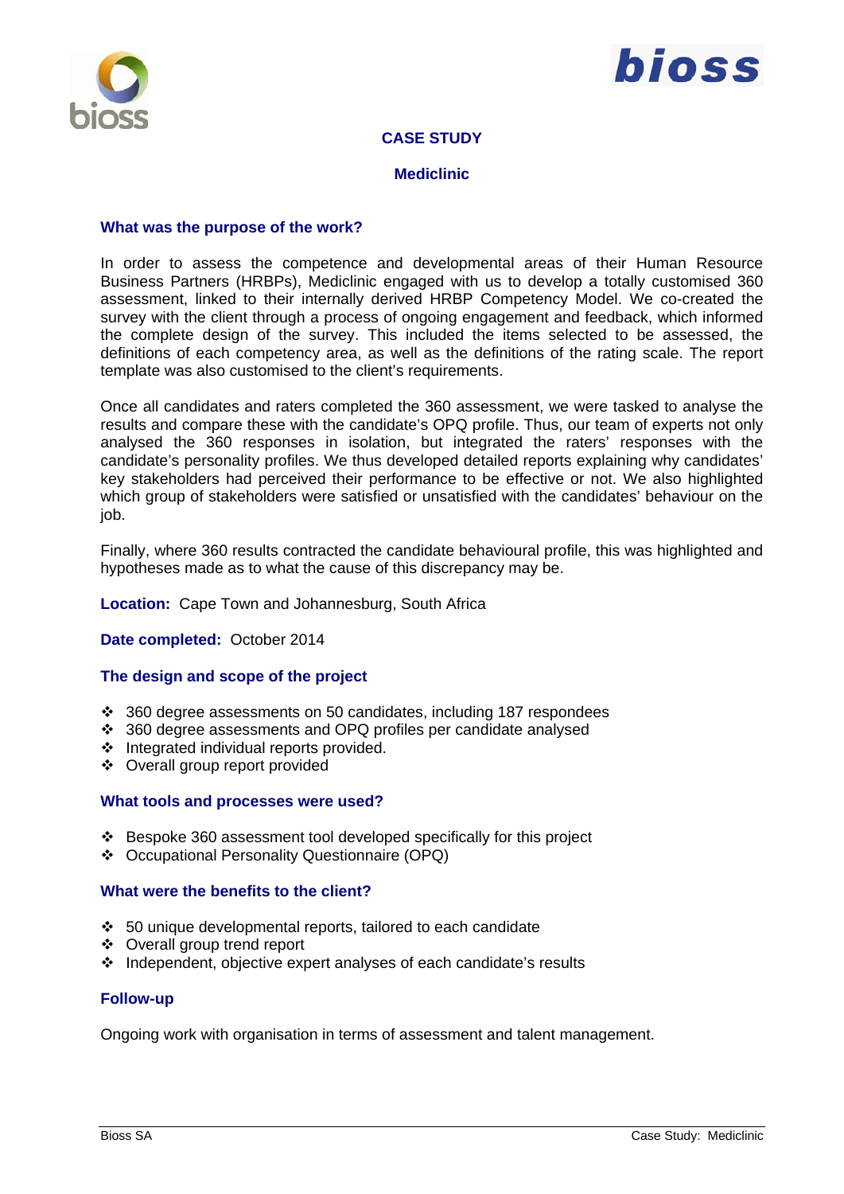# CASE STUDY

## Mediclinic

### What was the purpose of the work?

In order to assess the competence and developmental areas of their Human Resource Business Partners (HRBPs), Mediclinic engaged with us to develop a totally customised 360 assessment, linked to their internally derived HRBP Competency Model. We co-created the survey with the client through a process of ongoing engagement and feedback, which informed the complete design of the survey. This included the items selected to be assessed, the definitions of each competency area, as well as the definitions of the rating scale. The report template was also customised to the client's requirements.

Once all candidates and raters completed the 360 assessment, we were tasked to analyse the results and compare these with the candidate's OPQ profile. Thus, our team of experts not only analysed the 360 responses in isolation, but integrated the raters' responses with the candidate's personality profiles. We thus developed detailed reports explaining why candidates' key stakeholders had perceived their performance to be effective or not. We also highlighted which group of stakeholders were satisfied or unsatisfied with the candidates' behaviour on the job.

Finally, where 360 results contracted the candidate behavioural profile, this was highlighted and hypotheses made as to what the cause of this discrepancy may be.

**Location:** Cape Town and Johannesburg, South Africa

**Date completed:** October 2014

### The design and scope of the project

- 360 degree assessments on 50 candidates, including 187 respondees
- 360 degree assessments and OPQ profiles per candidate analysed
- Integrated individual reports provided.
- Overall group report provided

### What tools and processes were used?

- Bespoke 360 assessment tool developed specifically for this project
- Occupational Personality Questionnaire (OPQ)

### What were the benefits to the client?

- 50 unique developmental reports, tailored to each candidate
- Overall group trend report
- Independent, objective expert analyses of each candidate's results

### Follow-up

Ongoing work with organisation in terms of assessment and talent management.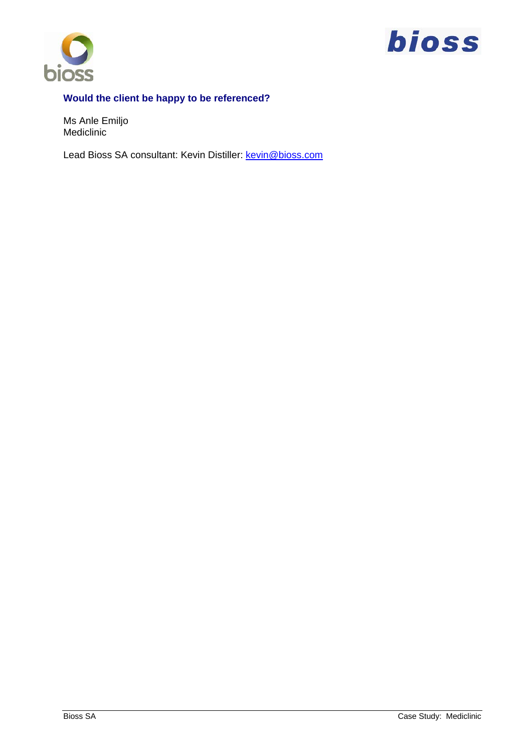### Would the client be happy to be referenced?

Ms Anle Emiljo
Mediclinic

Lead Bioss SA consultant: Kevin Distiller: kevin@bioss.com